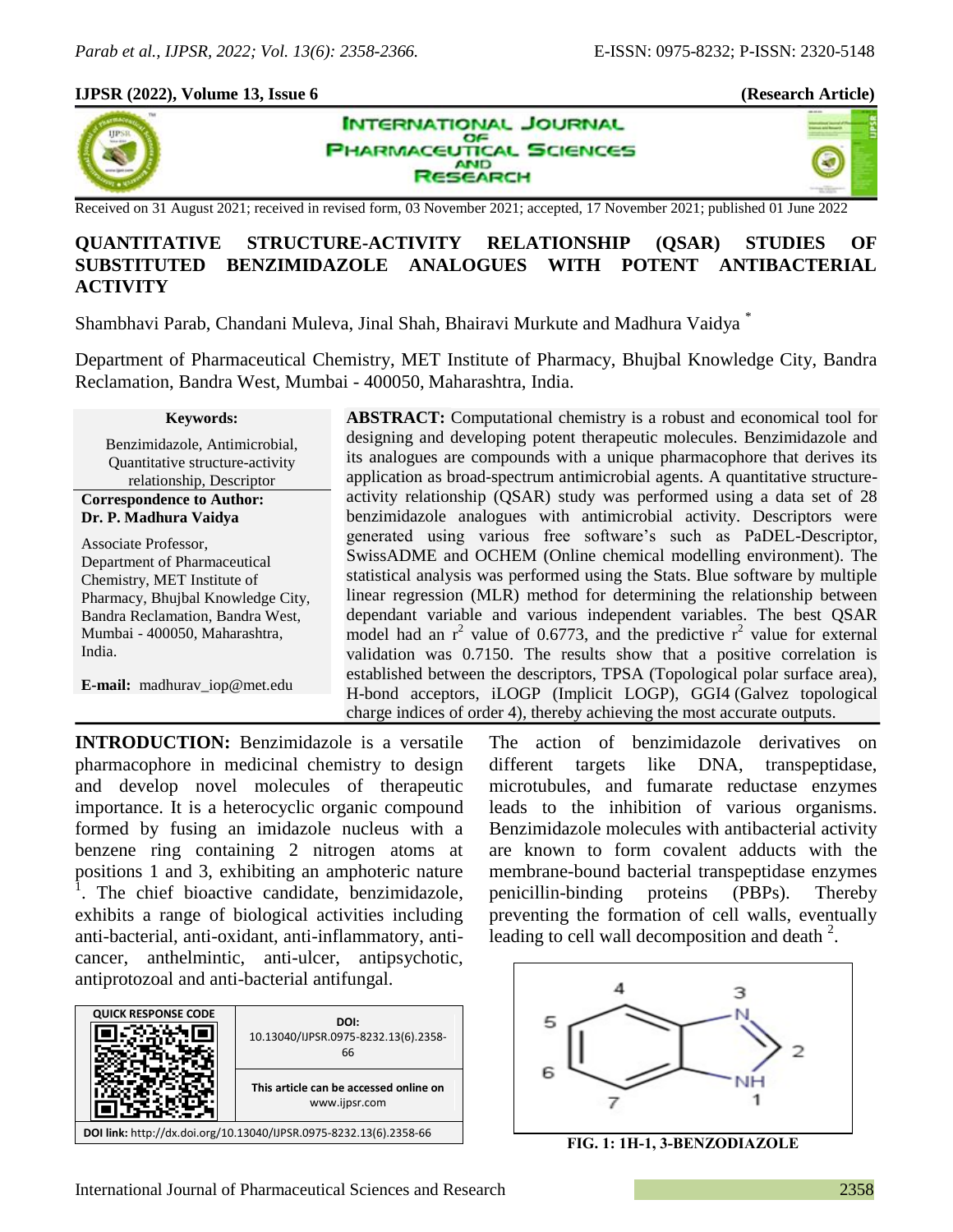**IJPSR (2022), Volume 13, Issue 6** **(Research Article)**

Received on 31 August 2021; received in revised form, 03 November 2021; accepted, 17 November 2021; published 01 June 2022

# QUANTITATIVE STRUCTURE-ACTIVITY RELATIONSHIP (QSAR) STUDIES OF SUBSTITUTED BENZIMIDAZOLE ANALOGUES WITH POTENT ANTIBACTERIAL ACTIVITY

Shambhavi Parab, Chandani Muleva, Jinal Shah, Bhairavi Murkute and Madhura Vaidya [*]

Department of Pharmaceutical Chemistry, MET Institute of Pharmacy, Bhujbal Knowledge City, Bandra Reclamation, Bandra West, Mumbai - 400050, Maharashtra, India.

**Keywords:**

Benzimidazole, Antimicrobial, Quantitative structure-activity relationship, Descriptor

**Correspondence to Author:**
**Dr. P. Madhura Vaidya**

Associate Professor,
Department of Pharmaceutical Chemistry, MET Institute of Pharmacy, Bhujbal Knowledge City, Bandra Reclamation, Bandra West, Mumbai - 400050, Maharashtra, India.

**E-mail:** madhurav_iop@met.edu

**ABSTRACT:** Computational chemistry is a robust and economical tool for designing and developing potent therapeutic molecules. Benzimidazole and its analogues are compounds with a unique pharmacophore that derives its application as broad-spectrum antimicrobial agents. A quantitative structure-activity relationship (QSAR) study was performed using a data set of 28 benzimidazole analogues with antimicrobial activity. Descriptors were generated using various free software's such as PaDEL-Descriptor, SwissADME and OCHEM (Online chemical modelling environment). The statistical analysis was performed using the Stats. Blue software by multiple linear regression (MLR) method for determining the relationship between dependant variable and various independent variables. The best QSAR model had an $r^2$ value of 0.6773, and the predictive $r^2$ value for external validation was 0.7150. The results show that a positive correlation is established between the descriptors, TPSA (Topological polar surface area), H-bond acceptors, iLOGP (Implicit LOGP), GGI4 (Galvez topological charge indices of order 4), thereby achieving the most accurate outputs.

**INTRODUCTION:** Benzimidazole is a versatile pharmacophore in medicinal chemistry to design and develop novel molecules of therapeutic importance. It is a heterocyclic organic compound formed by fusing an imidazole nucleus with a benzene ring containing 2 nitrogen atoms at positions 1 and 3, exhibiting an amphoteric nature [1]. The chief bioactive candidate, benzimidazole, exhibits a range of biological activities including anti-bacterial, anti-oxidant, anti-inflammatory, anti-cancer, anthelmintic, anti-ulcer, antipsychotic, antiprotozoal and anti-bacterial antifungal.

The action of benzimidazole derivatives on different targets like DNA, transpeptidase, microtubules, and fumarate reductase enzymes leads to the inhibition of various organisms. Benzimidazole molecules with antibacterial activity are known to form covalent adducts with the membrane-bound bacterial transpeptidase enzymes penicillin-binding proteins (PBPs). Thereby preventing the formation of cell walls, eventually leading to cell wall decomposition and death [2].

**FIG. 1: 1H-1, 3-BENZODIAZOLE**

| QUICK RESPONSE CODE | DOI: 10.13040/IJPSR.0975-8232.13(6).2358-66 |
|---|---|
| | This article can be accessed online on www.ijpsr.com |

DOI link: http://dx.doi.org/10.13040/IJPSR.0975-8232.13(6).2358-66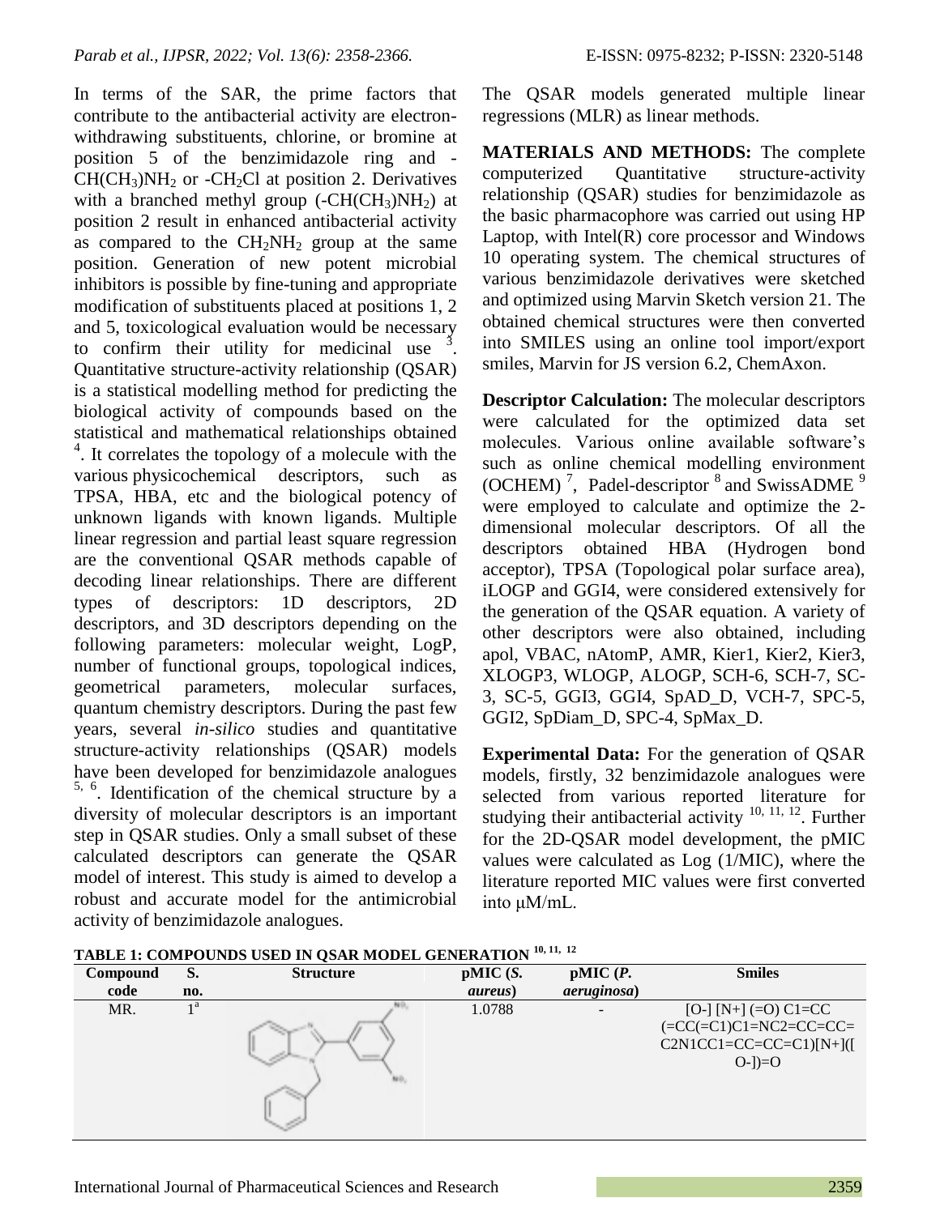In terms of the SAR, the prime factors that contribute to the antibacterial activity are electron-withdrawing substituents, chlorine, or bromine at position 5 of the benzimidazole ring and -$CH(CH_3)NH_2$ or -$CH_2Cl$ at position 2. Derivatives with a branched methyl group (-$CH(CH_3)NH_2$) at position 2 result in enhanced antibacterial activity as compared to the $CH_2NH_2$ group at the same position. Generation of new potent microbial inhibitors is possible by fine-tuning and appropriate modification of substituents placed at positions 1, 2 and 5, toxicological evaluation would be necessary to confirm their utility for medicinal use [3]. Quantitative structure-activity relationship (QSAR) is a statistical modelling method for predicting the biological activity of compounds based on the statistical and mathematical relationships obtained [4]. It correlates the topology of a molecule with the various physicochemical descriptors, such as TPSA, HBA, etc and the biological potency of unknown ligands with known ligands. Multiple linear regression and partial least square regression are the conventional QSAR methods capable of decoding linear relationships. There are different types of descriptors: 1D descriptors, 2D descriptors, and 3D descriptors depending on the following parameters: molecular weight, LogP, number of functional groups, topological indices, geometrical parameters, molecular surfaces, quantum chemistry descriptors. During the past few years, several *in-silico* studies and quantitative structure-activity relationships (QSAR) models have been developed for benzimidazole analogues [5, 6]. Identification of the chemical structure by a diversity of molecular descriptors is an important step in QSAR studies. Only a small subset of these calculated descriptors can generate the QSAR model of interest. This study is aimed to develop a robust and accurate model for the antimicrobial activity of benzimidazole analogues.

The QSAR models generated multiple linear regressions (MLR) as linear methods.

**MATERIALS AND METHODS:** The complete computerized Quantitative structure-activity relationship (QSAR) studies for benzimidazole as the basic pharmacophore was carried out using HP Laptop, with Intel(R) core processor and Windows 10 operating system. The chemical structures of various benzimidazole derivatives were sketched and optimized using Marvin Sketch version 21. The obtained chemical structures were then converted into SMILES using an online tool import/export smiles, Marvin for JS version 6.2, ChemAxon.

**Descriptor Calculation:** The molecular descriptors were calculated for the optimized data set molecules. Various online available software's such as online chemical modelling environment (OCHEM) [7], Padel-descriptor [8] and SwissADME [9] were employed to calculate and optimize the 2-dimensional molecular descriptors. Of all the descriptors obtained HBA (Hydrogen bond acceptor), TPSA (Topological polar surface area), iLOGP and GGI4, were considered extensively for the generation of the QSAR equation. A variety of other descriptors were also obtained, including apol, VBAC, nAtomP, AMR, Kier1, Kier2, Kier3, XLOGP3, WLOGP, ALOGP, SCH-6, SCH-7, SC-3, SC-5, GGI3, GGI4, SpAD_D, VCH-7, SPC-5, GGI2, SpDiam_D, SPC-4, SpMax_D.

**Experimental Data:** For the generation of QSAR models, firstly, 32 benzimidazole analogues were selected from various reported literature for studying their antibacterial activity [10, 11, 12]. Further for the 2D-QSAR model development, the pMIC values were calculated as Log (1/MIC), where the literature reported MIC values were first converted into μM/mL.

**TABLE 1: COMPOUNDS USED IN QSAR MODEL GENERATION [10, 11, 12]**

| Compound code | S. no. | Structure | pMIC (*S. aureus*) | pMIC (*P. aeruginosa*) | Smiles |
|---|---|---|---|---|---|
| MR. | 1[a] | | 1.0788 | - | [O-] [N+] (=O) C1=CC (=CC(=C1)C1=NC2=CC=CC=C2N1CC1=CC=CC=C1)[N+]([O-])=O |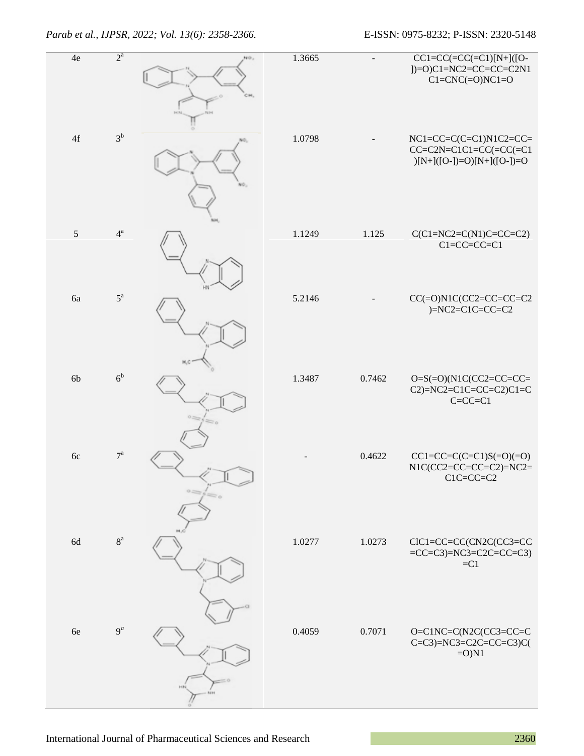| | | | | | |
|---|---|---|---|---|---|
| 4e | 2[a] | | 1.3665 | - | CC1=CC(=CC(=C1)[N+]([O-])=O)C1=NC2=CC=CC=C2N1C1=CNC(=O)NC1=O |
| 4f | 3[b] | | 1.0798 | - | NC1=CC=C(C=C1)N1C2=CC=CC=C2N=C1C1=CC(=CC(=C1)[N+]([O-])=O)[N+]([O-])=O |
| 5 | 4[a] | | 1.1249 | 1.125 | C(C1=NC2=C(N1)C=CC=C2)C1=CC=CC=C1 |
| 6a | 5[a] | | 5.2146 | - | CC(=O)N1C(CC2=CC=CC=C2)=NC2=C1C=CC=C2 |
| 6b | 6[b] | | 1.3487 | 0.7462 | O=S(=O)(N1C(CC2=CC=CC=C2)=NC2=C1C=CC=C2)C1=CC=CC=C1 |
| 6c | 7[a] | | - | 0.4622 | CC1=CC=C(C=C1)S(=O)(=O)N1C(CC2=CC=CC=C2)=NC2=C1C=CC=C2 |
| 6d | 8[a] | | 1.0277 | 1.0273 | ClC1=CC=CC(CN2C(CC3=CC=CC=C3)=NC3=C2C=CC=C3)=C1 |
| 6e | 9[a] | | 0.4059 | 0.7071 | O=C1NC=C(N2C(CC3=CC=CC=C3)=NC3=C2C=CC=C3)C(=O)N1 |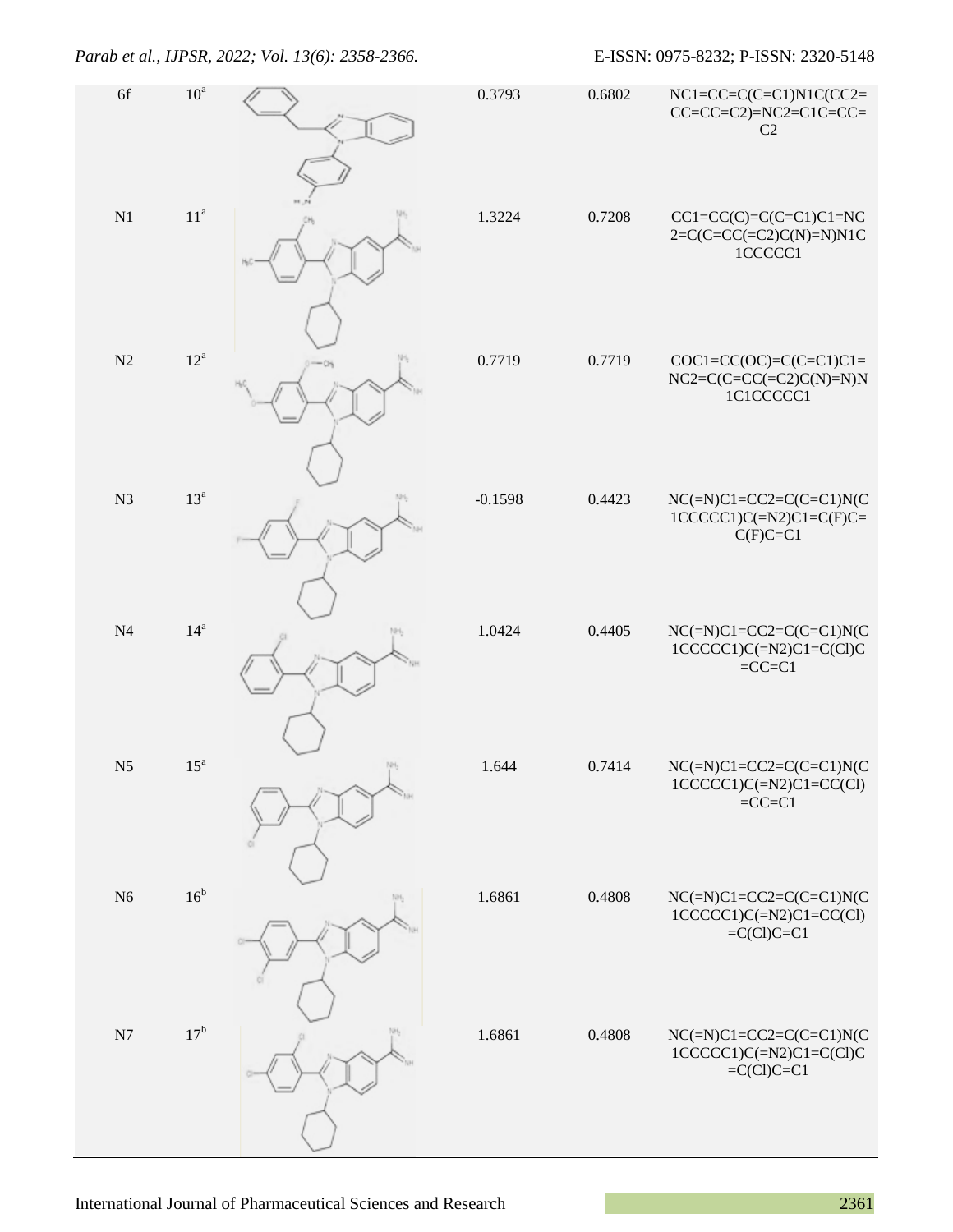| | | | | | |
|---|---|---|---|---|---|
| 6f | 10[a] | | 0.3793 | 0.6802 | NC1=CC=C(C=C1)N1C(CC2=CC=CC=C2)=NC2=C1C=CC=C2 |
| N1 | 11[a] | | 1.3224 | 0.7208 | CC1=CC(C)=C(C=C1)C1=NC2=C(C=CC(=C2)C(N)=N)N1C1CCCCC1 |
| N2 | 12[a] | | 0.7719 | 0.7719 | COC1=CC(OC)=C(C=C1)C1=NC2=C(C=CC(=C2)C(N)=N)N1C1CCCCC1 |
| N3 | 13[a] | | -0.1598 | 0.4423 | NC(=N)C1=CC2=C(C=C1)N(C1CCCCC1)C(=N2)C1=C(F)C=C(F)C=C1 |
| N4 | 14[a] | | 1.0424 | 0.4405 | NC(=N)C1=CC2=C(C=C1)N(C1CCCCC1)C(=N2)C1=C(Cl)C=CC=C1 |
| N5 | 15[a] | | 1.644 | 0.7414 | NC(=N)C1=CC2=C(C=C1)N(C1CCCCC1)C(=N2)C1=CC(Cl)=CC=C1 |
| N6 | 16[b] | | 1.6861 | 0.4808 | NC(=N)C1=CC2=C(C=C1)N(C1CCCCC1)C(=N2)C1=CC(Cl)=C(Cl)C=C1 |
| N7 | 17[b] | | 1.6861 | 0.4808 | NC(=N)C1=CC2=C(C=C1)N(C1CCCCC1)C(=N2)C1=C(Cl)C=C(Cl)C=C1 |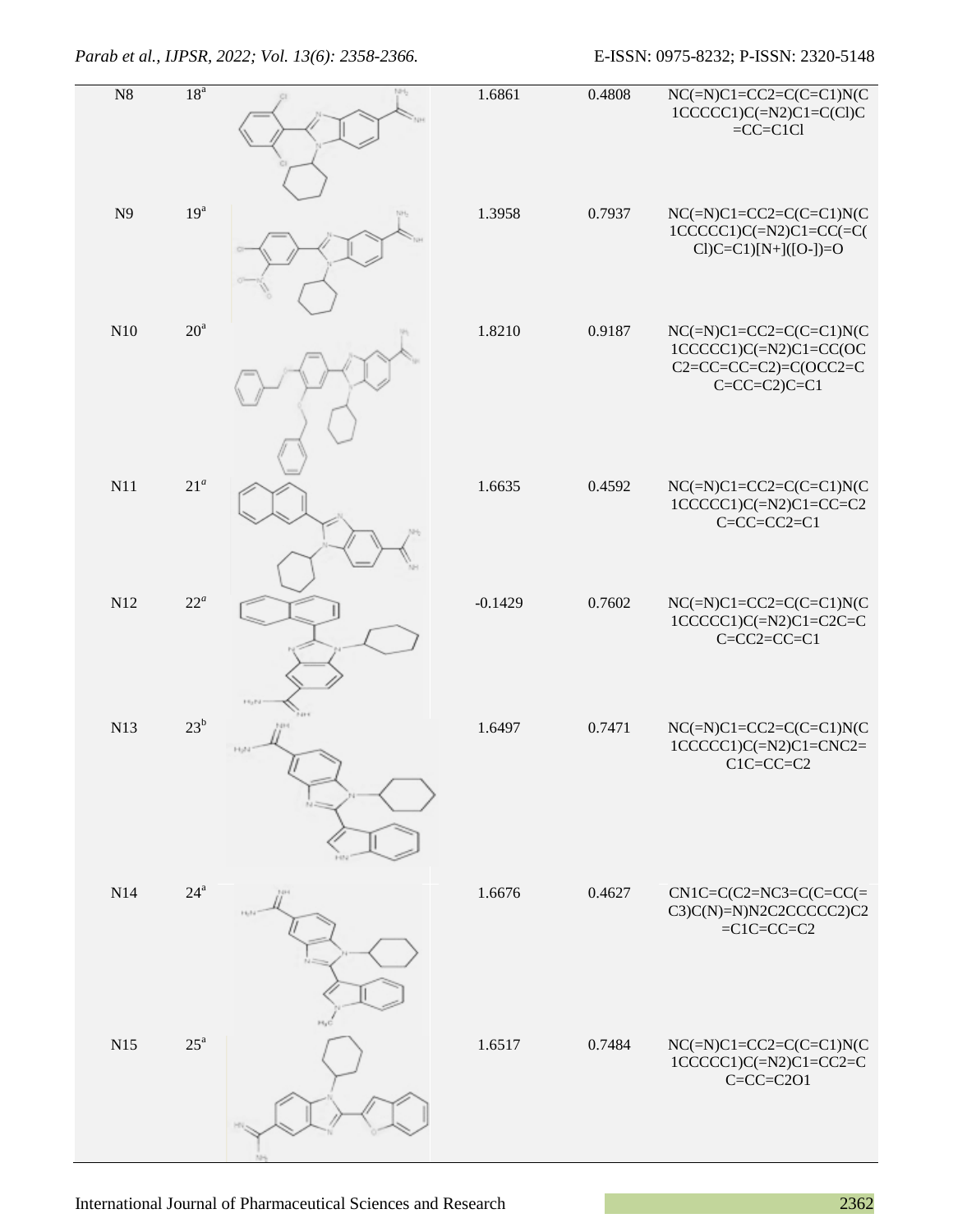| N8 | 18[a] | | 1.6861 | 0.4808 | NC(=N)C1=CC2=C(C=C1)N(C1CCCCC1)C(=N2)C1=C(Cl)C=CC=C1Cl |
|---|---|---|---|---|---|
| N9 | 19[a] | | 1.3958 | 0.7937 | NC(=N)C1=CC2=C(C=C1)N(C1CCCCC1)C(=N2)C1=CC(=C(Cl)C=C1)[N+]([O-])=O |
| N10 | 20[a] | | 1.8210 | 0.9187 | NC(=N)C1=CC2=C(C=C1)N(C1CCCCC1)C(=N2)C1=CC(OCC2=CC=CC=C2)=C(OCC2=CC=CC=C2)C=C1 |
| N11 | 21[a] | | 1.6635 | 0.4592 | NC(=N)C1=CC2=C(C=C1)N(C1CCCCC1)C(=N2)C1=CC=C2C=CC=CC2=C1 |
| N12 | 22[a] | | -0.1429 | 0.7602 | NC(=N)C1=CC2=C(C=C1)N(C1CCCCC1)C(=N2)C1=C2C=CC=CC2=CC=C1 |
| N13 | 23[b] | | 1.6497 | 0.7471 | NC(=N)C1=CC2=C(C=C1)N(C1CCCCC1)C(=N2)C1=CNC2=C1C=CC=C2 |
| N14 | 24[a] | | 1.6676 | 0.4627 | CN1C=C(C2=NC3=C(C=CC(=C3)C(N)=N)N2C2CCCCC2)C2=C1C=CC=C2 |
| N15 | 25[a] | | 1.6517 | 0.7484 | NC(=N)C1=CC2=C(C=C1)N(C1CCCCC1)C(=N2)C1=CC2=CC=CC=C2O1 |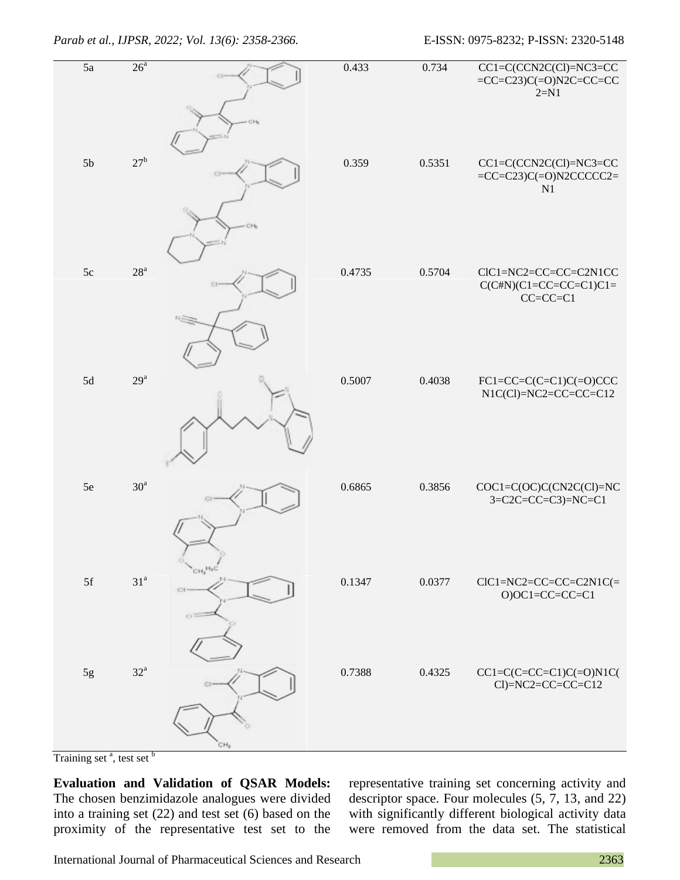| 5a | 26[a] | | 0.433 | 0.734 | CC1=C(CCN2C(Cl)=NC3=CC=CC=C23)C(=O)N2C=CC=CC2=N1 |
|---|---|---|---|---|---|
| 5b | 27[b] | | 0.359 | 0.5351 | CC1=C(CCN2C(Cl)=NC3=CC=CC=C23)C(=O)N2CCCCC2=N1 |
| 5c | 28[a] | | 0.4735 | 0.5704 | ClC1=NC2=CC=CC=C2N1CCC(C#N)(C1=CC=CC=C1)C1=CC=CC=C1 |
| 5d | 29[a] | | 0.5007 | 0.4038 | FC1=CC=C(C=C1)C(=O)CCCN1C(Cl)=NC2=CC=CC=C12 |
| 5e | 30[a] | | 0.6865 | 0.3856 | COC1=C(OC)C(CN2C(Cl)=NC3=C2C=CC=C3)=NC=C1 |
| 5f | 31[a] | | 0.1347 | 0.0377 | ClC1=NC2=CC=CC=C2N1C(=O)OC1=CC=CC=C1 |
| 5g | 32[a] | | 0.7388 | 0.4325 | CC1=C(C=CC=C1)C(=O)N1C(Cl)=NC2=CC=CC=C12 |

Training set [a], test set [b]

**Evaluation and Validation of QSAR Models:** The chosen benzimidazole analogues were divided into a training set (22) and test set (6) based on the proximity of the representative test set to the representative training set concerning activity and descriptor space. Four molecules (5, 7, 13, and 22) with significantly different biological activity data were removed from the data set. The statistical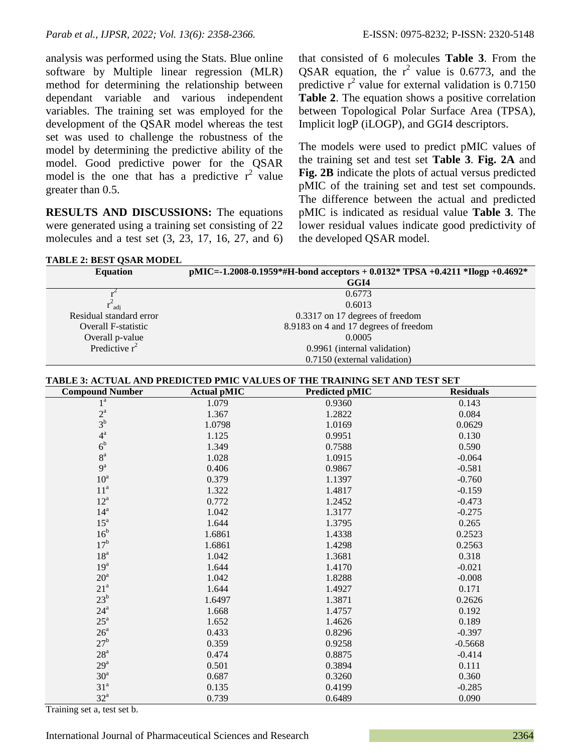analysis was performed using the Stats. Blue online software by Multiple linear regression (MLR) method for determining the relationship between dependant variable and various independent variables. The training set was employed for the development of the QSAR model whereas the test set was used to challenge the robustness of the model by determining the predictive ability of the model. Good predictive power for the QSAR model is the one that has a predictive $r^2$ value greater than 0.5.

**RESULTS AND DISCUSSIONS:** The equations were generated using a training set consisting of 22 molecules and a test set (3, 23, 17, 16, 27, and 6) that consisted of 6 molecules **Table 3**. From the QSAR equation, the $r^2$ value is 0.6773, and the predictive $r^2$ value for external validation is 0.7150 **Table 2**. The equation shows a positive correlation between Topological Polar Surface Area (TPSA), Implicit logP (iLOGP), and GGI4 descriptors.

The models were used to predict pMIC values of the training set and test set **Table 3**. **Fig. 2A** and **Fig. 2B** indicate the plots of actual versus predicted pMIC of the training set and test set compounds. The difference between the actual and predicted pMIC is indicated as residual value **Table 3**. The lower residual values indicate good predictivity of the developed QSAR model.

**TABLE 2: BEST QSAR MODEL**

| Equation | pMIC=-1.2008-0.1959*#H-bond acceptors + 0.0132* TPSA +0.4211 *Ilogp +0.4692* GGI4 |
|---|---|
| $r^2$ | 0.6773 |
| $r^2_{adj}$ | 0.6013 |
| Residual standard error | 0.3317 on 17 degrees of freedom |
| Overall F-statistic | 8.9183 on 4 and 17 degrees of freedom |
| Overall p-value | 0.0005 |
| Predictive $r^2$ | 0.9961 (internal validation) |
| | 0.7150 (external validation) |

**TABLE 3: ACTUAL AND PREDICTED PMIC VALUES OF THE TRAINING SET AND TEST SET**

| Compound Number | Actual pMIC | Predicted pMIC | Residuals |
|---|---|---|---|
| 1[a] | 1.079 | 0.9360 | 0.143 |
| 2[a] | 1.367 | 1.2822 | 0.084 |
| 3[b] | 1.0798 | 1.0169 | 0.0629 |
| 4[a] | 1.125 | 0.9951 | 0.130 |
| 6[b] | 1.349 | 0.7588 | 0.590 |
| 8[a] | 1.028 | 1.0915 | -0.064 |
| 9[a] | 0.406 | 0.9867 | -0.581 |
| 10[a] | 0.379 | 1.1397 | -0.760 |
| 11[a] | 1.322 | 1.4817 | -0.159 |
| 12[a] | 0.772 | 1.2452 | -0.473 |
| 14[a] | 1.042 | 1.3177 | -0.275 |
| 15[a] | 1.644 | 1.3795 | 0.265 |
| 16[b] | 1.6861 | 1.4338 | 0.2523 |
| 17[b] | 1.6861 | 1.4298 | 0.2563 |
| 18[a] | 1.042 | 1.3681 | 0.318 |
| 19[a] | 1.644 | 1.4170 | -0.021 |
| 20[a] | 1.042 | 1.8288 | -0.008 |
| 21[a] | 1.644 | 1.4927 | 0.171 |
| 23[b] | 1.6497 | 1.3871 | 0.2626 |
| 24[a] | 1.668 | 1.4757 | 0.192 |
| 25[a] | 1.652 | 1.4626 | 0.189 |
| 26[a] | 0.433 | 0.8296 | -0.397 |
| 27[b] | 0.359 | 0.9258 | -0.5668 |
| 28[a] | 0.474 | 0.8875 | -0.414 |
| 29[a] | 0.501 | 0.3894 | 0.111 |
| 30[a] | 0.687 | 0.3260 | 0.360 |
| 31[a] | 0.135 | 0.4199 | -0.285 |
| 32[a] | 0.739 | 0.6489 | 0.090 |

Training set a, test set b.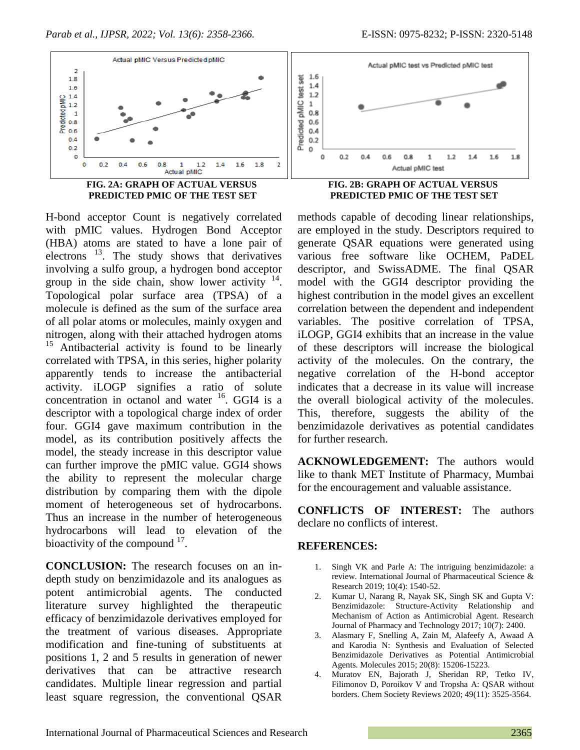FIG. 2A: GRAPH OF ACTUAL VERSUS PREDICTED PMIC OF THE TEST SET

FIG. 2B: GRAPH OF ACTUAL VERSUS PREDICTED PMIC OF THE TEST SET

H-bond acceptor Count is negatively correlated with pMIC values. Hydrogen Bond Acceptor (HBA) atoms are stated to have a lone pair of electrons [13]. The study shows that derivatives involving a sulfo group, a hydrogen bond acceptor group in the side chain, show lower activity [14]. Topological polar surface area (TPSA) of a molecule is defined as the sum of the surface area of all polar atoms or molecules, mainly oxygen and nitrogen, along with their attached hydrogen atoms [15] Antibacterial activity is found to be linearly correlated with TPSA, in this series, higher polarity apparently tends to increase the antibacterial activity. iLOGP signifies a ratio of solute concentration in octanol and water [16]. GGI4 is a descriptor with a topological charge index of order four. GGI4 gave maximum contribution in the model, as its contribution positively affects the model, the steady increase in this descriptor value can further improve the pMIC value. GGI4 shows the ability to represent the molecular charge distribution by comparing them with the dipole moment of heterogeneous set of hydrocarbons. Thus an increase in the number of heterogeneous hydrocarbons will lead to elevation of the bioactivity of the compound [17].

**CONCLUSION:** The research focuses on an in-depth study on benzimidazole and its analogues as potent antimicrobial agents. The conducted literature survey highlighted the therapeutic efficacy of benzimidazole derivatives employed for the treatment of various diseases. Appropriate modification and fine-tuning of substituents at positions 1, 2 and 5 results in generation of newer derivatives that can be attractive research candidates. Multiple linear regression and partial least square regression, the conventional QSAR methods capable of decoding linear relationships, are employed in the study. Descriptors required to generate QSAR equations were generated using various free software like OCHEM, PaDEL descriptor, and SwissADME. The final QSAR model with the GGI4 descriptor providing the highest contribution in the model gives an excellent correlation between the dependent and independent variables. The positive correlation of TPSA, iLOGP, GGI4 exhibits that an increase in the value of these descriptors will increase the biological activity of the molecules. On the contrary, the negative correlation of the H-bond acceptor indicates that a decrease in its value will increase the overall biological activity of the molecules. This, therefore, suggests the ability of the benzimidazole derivatives as potential candidates for further research.

**ACKNOWLEDGEMENT:** The authors would like to thank MET Institute of Pharmacy, Mumbai for the encouragement and valuable assistance.

**CONFLICTS OF INTEREST:** The authors declare no conflicts of interest.

## REFERENCES:

1. Singh VK and Parle A: The intriguing benzimidazole: a review. International Journal of Pharmaceutical Science & Research 2019; 10(4): 1540-52.
2. Kumar U, Narang R, Nayak SK, Singh SK and Gupta V: Benzimidazole: Structure-Activity Relationship and Mechanism of Action as Antimicrobial Agent. Research Journal of Pharmacy and Technology 2017; 10(7): 2400.
3. Alasmary F, Snelling A, Zain M, Alafeefy A, Awaad A and Karodia N: Synthesis and Evaluation of Selected Benzimidazole Derivatives as Potential Antimicrobial Agents. Molecules 2015; 20(8): 15206-15223.
4. Muratov EN, Bajorath J, Sheridan RP, Tetko IV, Filimonov D, Poroikov V and Tropsha A: QSAR without borders. Chem Society Reviews 2020; 49(11): 3525-3564.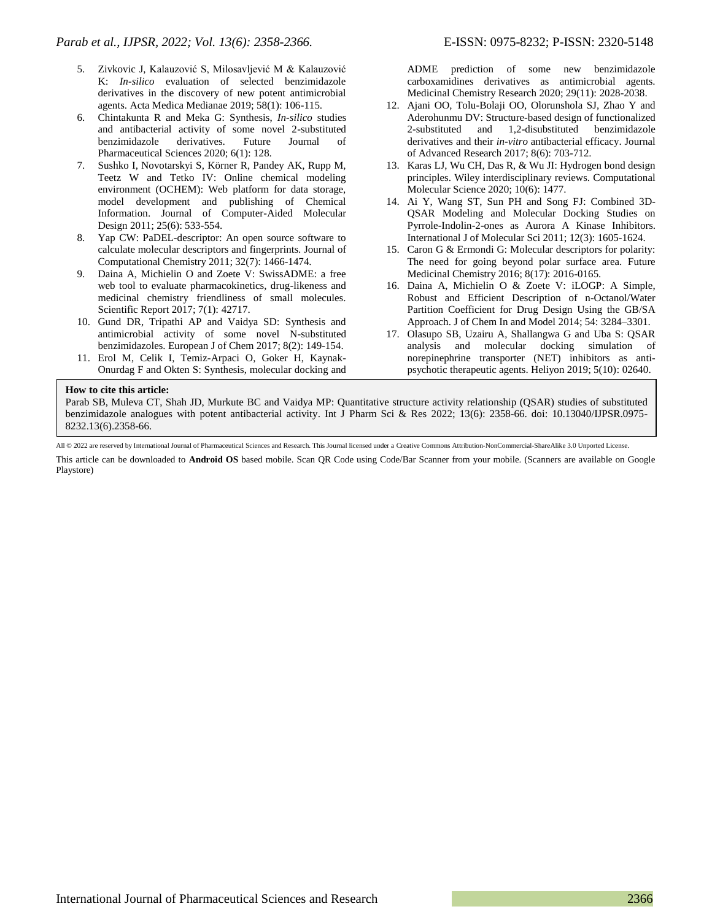5. Zivkovic J, Kalauzović S, Milosavljević M & Kalauzović K: *In-silico* evaluation of selected benzimidazole derivatives in the discovery of new potent antimicrobial agents. Acta Medica Medianae 2019; 58(1): 106-115.
6. Chintakunta R and Meka G: Synthesis, *In-silico* studies and antibacterial activity of some novel 2-substituted benzimidazole derivatives. Future Journal of Pharmaceutical Sciences 2020; 6(1): 128.
7. Sushko I, Novotarskyi S, Körner R, Pandey AK, Rupp M, Teetz W and Tetko IV: Online chemical modeling environment (OCHEM): Web platform for data storage, model development and publishing of Chemical Information. Journal of Computer-Aided Molecular Design 2011; 25(6): 533-554.
8. Yap CW: PaDEL-descriptor: An open source software to calculate molecular descriptors and fingerprints. Journal of Computational Chemistry 2011; 32(7): 1466-1474.
9. Daina A, Michielin O and Zoete V: SwissADME: a free web tool to evaluate pharmacokinetics, drug-likeness and medicinal chemistry friendliness of small molecules. Scientific Report 2017; 7(1): 42717.
10. Gund DR, Tripathi AP and Vaidya SD: Synthesis and antimicrobial activity of some novel N-substituted benzimidazoles. European J of Chem 2017; 8(2): 149-154.
11. Erol M, Celik I, Temiz-Arpaci O, Goker H, Kaynak-Onurdag F and Okten S: Synthesis, molecular docking and ADME prediction of some new benzimidazole carboxamidines derivatives as antimicrobial agents. Medicinal Chemistry Research 2020; 29(11): 2028-2038.
12. Ajani OO, Tolu-Bolaji OO, Olorunshola SJ, Zhao Y and Aderohunmu DV: Structure-based design of functionalized 2-substituted and 1,2-disubstituted benzimidazole derivatives and their *in-vitro* antibacterial efficacy. Journal of Advanced Research 2017; 8(6): 703-712.
13. Karas LJ, Wu CH, Das R, & Wu JI: Hydrogen bond design principles. Wiley interdisciplinary reviews. Computational Molecular Science 2020; 10(6): 1477.
14. Ai Y, Wang ST, Sun PH and Song FJ: Combined 3D-QSAR Modeling and Molecular Docking Studies on Pyrrole-Indolin-2-ones as Aurora A Kinase Inhibitors. International J of Molecular Sci 2011; 12(3): 1605-1624.
15. Caron G & Ermondi G: Molecular descriptors for polarity: The need for going beyond polar surface area. Future Medicinal Chemistry 2016; 8(17): 2016-0165.
16. Daina A, Michielin O & Zoete V: iLOGP: A Simple, Robust and Efficient Description of n-Octanol/Water Partition Coefficient for Drug Design Using the GB/SA Approach. J of Chem In and Model 2014; 54: 3284–3301.
17. Olasupo SB, Uzairu A, Shallangwa G and Uba S: QSAR analysis and molecular docking simulation of norepinephrine transporter (NET) inhibitors as anti-psychotic therapeutic agents. Heliyon 2019; 5(10): 02640.

**How to cite this article:**

Parab SB, Muleva CT, Shah JD, Murkute BC and Vaidya MP: Quantitative structure activity relationship (QSAR) studies of substituted benzimidazole analogues with potent antibacterial activity. Int J Pharm Sci & Res 2022; 13(6): 2358-66. doi: 10.13040/IJPSR.0975-8232.13(6).2358-66.

All © 2022 are reserved by International Journal of Pharmaceutical Sciences and Research. This Journal licensed under a Creative Commons Attribution-NonCommercial-ShareAlike 3.0 Unported License.

This article can be downloaded to **Android OS** based mobile. Scan QR Code using Code/Bar Scanner from your mobile. (Scanners are available on Google Playstore)